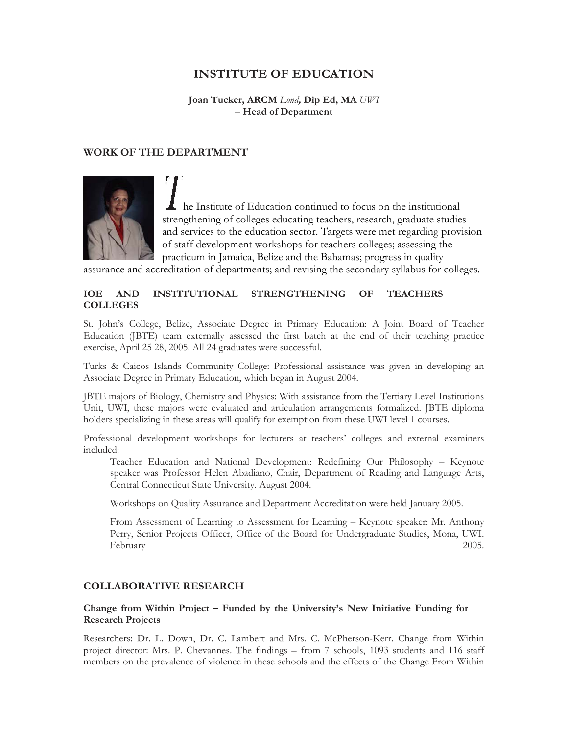# INSTITUTE OF EDUCATION

**Joan Tucker, ARCM** ***Lond*****, Dip Ed, MA** ***UWI***
**– Head of Department**

## WORK OF THE DEPARTMENT

The Institute of Education continued to focus on the institutional strengthening of colleges educating teachers, research, graduate studies and services to the education sector. Targets were met regarding provision of staff development workshops for teachers colleges; assessing the practicum in Jamaica, Belize and the Bahamas; progress in quality assurance and accreditation of departments; and revising the secondary syllabus for colleges.

### IOE AND INSTITUTIONAL STRENGTHENING OF TEACHERS COLLEGES

St. John's College, Belize, Associate Degree in Primary Education: A Joint Board of Teacher Education (JBTE) team externally assessed the first batch at the end of their teaching practice exercise, April 25 28, 2005. All 24 graduates were successful.

Turks & Caicos Islands Community College: Professional assistance was given in developing an Associate Degree in Primary Education, which began in August 2004.

JBTE majors of Biology, Chemistry and Physics: With assistance from the Tertiary Level Institutions Unit, UWI, these majors were evaluated and articulation arrangements formalized. JBTE diploma holders specializing in these areas will qualify for exemption from these UWI level 1 courses.

Professional development workshops for lecturers at teachers' colleges and external examiners included:

Teacher Education and National Development: Redefining Our Philosophy – Keynote speaker was Professor Helen Abadiano, Chair, Department of Reading and Language Arts, Central Connecticut State University. August 2004.

Workshops on Quality Assurance and Department Accreditation were held January 2005.

From Assessment of Learning to Assessment for Learning – Keynote speaker: Mr. Anthony Perry, Senior Projects Officer, Office of the Board for Undergraduate Studies, Mona, UWI. February 2005.

## COLLABORATIVE RESEARCH

### Change from Within Project – Funded by the University's New Initiative Funding for Research Projects

Researchers: Dr. L. Down, Dr. C. Lambert and Mrs. C. McPherson-Kerr. Change from Within project director: Mrs. P. Chevannes. The findings – from 7 schools, 1093 students and 116 staff members on the prevalence of violence in these schools and the effects of the Change From Within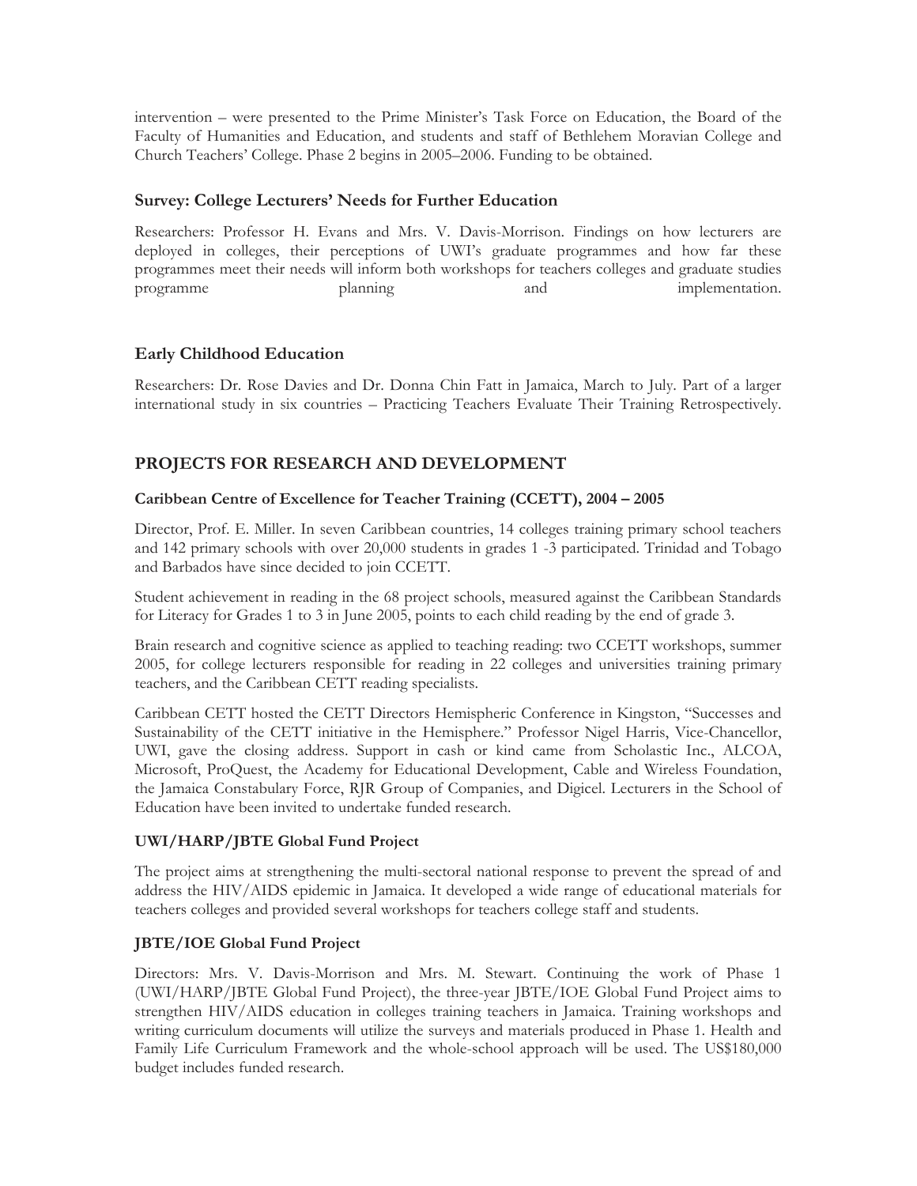intervention – were presented to the Prime Minister's Task Force on Education, the Board of the Faculty of Humanities and Education, and students and staff of Bethlehem Moravian College and Church Teachers' College. Phase 2 begins in 2005–2006. Funding to be obtained.

### Survey: College Lecturers' Needs for Further Education

Researchers: Professor H. Evans and Mrs. V. Davis-Morrison. Findings on how lecturers are deployed in colleges, their perceptions of UWI's graduate programmes and how far these programmes meet their needs will inform both workshops for teachers colleges and graduate studies programme planning and implementation.

### Early Childhood Education

Researchers: Dr. Rose Davies and Dr. Donna Chin Fatt in Jamaica, March to July. Part of a larger international study in six countries – Practicing Teachers Evaluate Their Training Retrospectively.

## PROJECTS FOR RESEARCH AND DEVELOPMENT

#### Caribbean Centre of Excellence for Teacher Training (CCETT), 2004 – 2005

Director, Prof. E. Miller. In seven Caribbean countries, 14 colleges training primary school teachers and 142 primary schools with over 20,000 students in grades 1 -3 participated. Trinidad and Tobago and Barbados have since decided to join CCETT.

Student achievement in reading in the 68 project schools, measured against the Caribbean Standards for Literacy for Grades 1 to 3 in June 2005, points to each child reading by the end of grade 3.

Brain research and cognitive science as applied to teaching reading: two CCETT workshops, summer 2005, for college lecturers responsible for reading in 22 colleges and universities training primary teachers, and the Caribbean CETT reading specialists.

Caribbean CETT hosted the CETT Directors Hemispheric Conference in Kingston, "Successes and Sustainability of the CETT initiative in the Hemisphere." Professor Nigel Harris, Vice-Chancellor, UWI, gave the closing address. Support in cash or kind came from Scholastic Inc., ALCOA, Microsoft, ProQuest, the Academy for Educational Development, Cable and Wireless Foundation, the Jamaica Constabulary Force, RJR Group of Companies, and Digicel. Lecturers in the School of Education have been invited to undertake funded research.

#### UWI/HARP/JBTE Global Fund Project

The project aims at strengthening the multi-sectoral national response to prevent the spread of and address the HIV/AIDS epidemic in Jamaica. It developed a wide range of educational materials for teachers colleges and provided several workshops for teachers college staff and students.

#### JBTE/IOE Global Fund Project

Directors: Mrs. V. Davis-Morrison and Mrs. M. Stewart. Continuing the work of Phase 1 (UWI/HARP/JBTE Global Fund Project), the three-year JBTE/IOE Global Fund Project aims to strengthen HIV/AIDS education in colleges training teachers in Jamaica. Training workshops and writing curriculum documents will utilize the surveys and materials produced in Phase 1. Health and Family Life Curriculum Framework and the whole-school approach will be used. The US$180,000 budget includes funded research.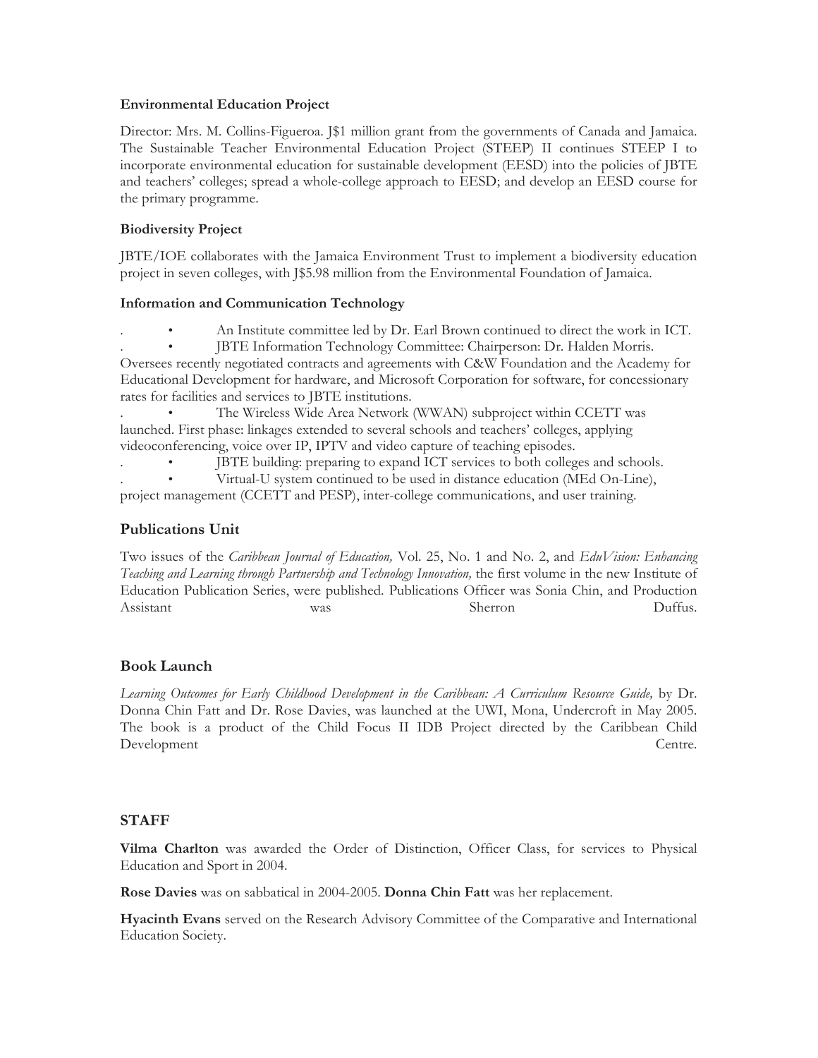**Environmental Education Project**

Director: Mrs. M. Collins-Figueroa. J$1 million grant from the governments of Canada and Jamaica. The Sustainable Teacher Environmental Education Project (STEEP) II continues STEEP I to incorporate environmental education for sustainable development (EESD) into the policies of JBTE and teachers' colleges; spread a whole-college approach to EESD; and develop an EESD course for the primary programme.

**Biodiversity Project**

JBTE/IOE collaborates with the Jamaica Environment Trust to implement a biodiversity education project in seven colleges, with J$5.98 million from the Environmental Foundation of Jamaica.

**Information and Communication Technology**

- An Institute committee led by Dr. Earl Brown continued to direct the work in ICT.
- JBTE Information Technology Committee: Chairperson: Dr. Halden Morris. Oversees recently negotiated contracts and agreements with C&W Foundation and the Academy for Educational Development for hardware, and Microsoft Corporation for software, for concessionary rates for facilities and services to JBTE institutions.
- The Wireless Wide Area Network (WWAN) subproject within CCETT was launched. First phase: linkages extended to several schools and teachers' colleges, applying videoconferencing, voice over IP, IPTV and video capture of teaching episodes.
- JBTE building: preparing to expand ICT services to both colleges and schools.
- Virtual-U system continued to be used in distance education (MEd On-Line), project management (CCETT and PESP), inter-college communications, and user training.

## Publications Unit

Two issues of the *Caribbean Journal of Education,* Vol. 25, No. 1 and No. 2, and *EduVision: Enhancing Teaching and Learning through Partnership and Technology Innovation,* the first volume in the new Institute of Education Publication Series, were published. Publications Officer was Sonia Chin, and Production Assistant was Sherron Duffus.

## Book Launch

*Learning Outcomes for Early Childhood Development in the Caribbean: A Curriculum Resource Guide,* by Dr. Donna Chin Fatt and Dr. Rose Davies, was launched at the UWI, Mona, Undercroft in May 2005. The book is a product of the Child Focus II IDB Project directed by the Caribbean Child Development Centre.

## STAFF

**Vilma Charlton** was awarded the Order of Distinction, Officer Class, for services to Physical Education and Sport in 2004.

**Rose Davies** was on sabbatical in 2004-2005. **Donna Chin Fatt** was her replacement.

**Hyacinth Evans** served on the Research Advisory Committee of the Comparative and International Education Society.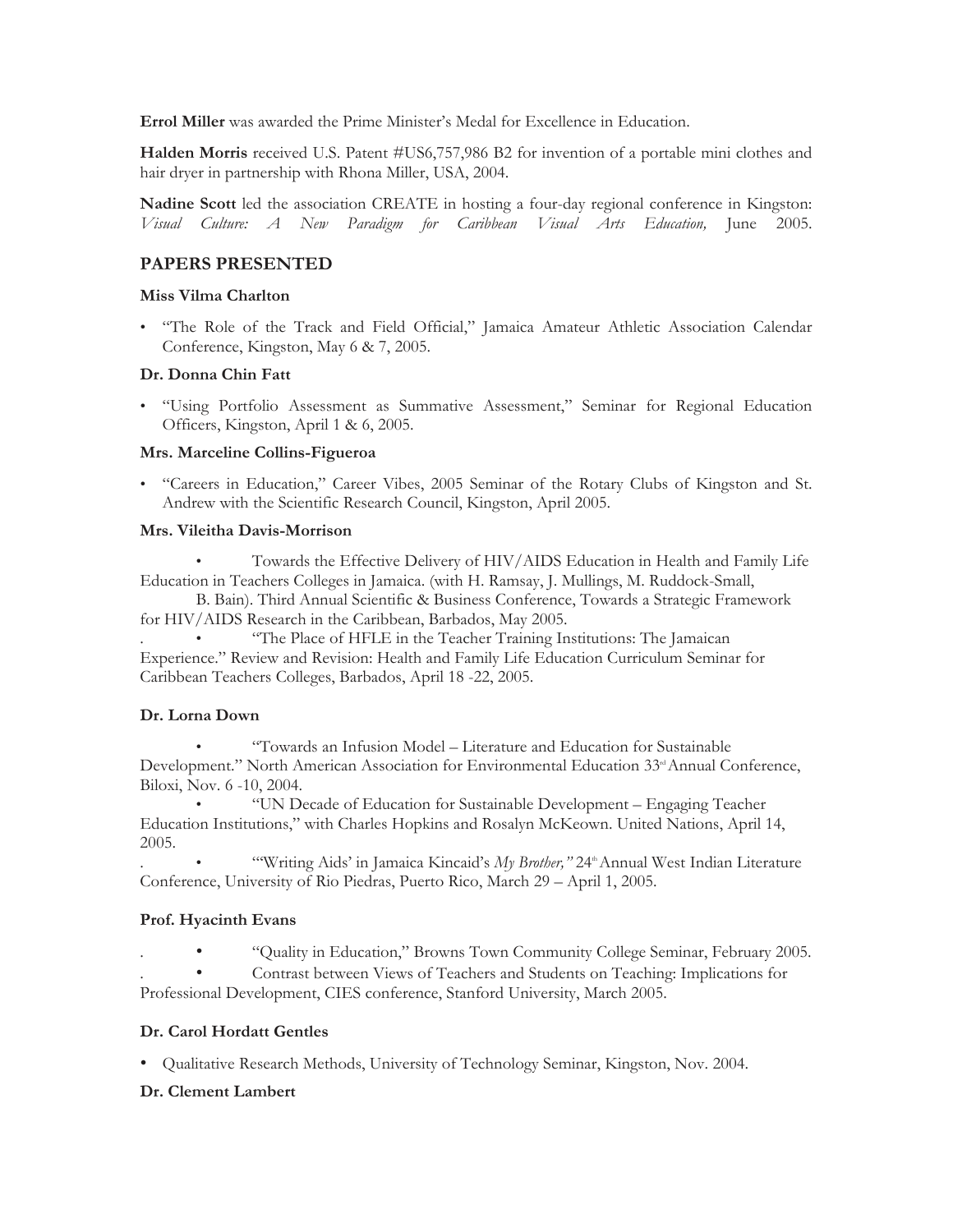**Errol Miller** was awarded the Prime Minister's Medal for Excellence in Education.

**Halden Morris** received U.S. Patent #US6,757,986 B2 for invention of a portable mini clothes and hair dryer in partnership with Rhona Miller, USA, 2004.

**Nadine Scott** led the association CREATE in hosting a four-day regional conference in Kingston: *Visual Culture: A New Paradigm for Caribbean Visual Arts Education,* June 2005.

## PAPERS PRESENTED

### Miss Vilma Charlton

- "The Role of the Track and Field Official," Jamaica Amateur Athletic Association Calendar Conference, Kingston, May 6 & 7, 2005.

### Dr. Donna Chin Fatt

- "Using Portfolio Assessment as Summative Assessment," Seminar for Regional Education Officers, Kingston, April 1 & 6, 2005.

### Mrs. Marceline Collins-Figueroa

- "Careers in Education," Career Vibes, 2005 Seminar of the Rotary Clubs of Kingston and St. Andrew with the Scientific Research Council, Kingston, April 2005.

### Mrs. Vileitha Davis-Morrison

- Towards the Effective Delivery of HIV/AIDS Education in Health and Family Life Education in Teachers Colleges in Jamaica. (with H. Ramsay, J. Mullings, M. Ruddock-Small, B. Bain). Third Annual Scientific & Business Conference, Towards a Strategic Framework for HIV/AIDS Research in the Caribbean, Barbados, May 2005.
- "The Place of HFLE in the Teacher Training Institutions: The Jamaican Experience." Review and Revision: Health and Family Life Education Curriculum Seminar for Caribbean Teachers Colleges, Barbados, April 18 -22, 2005.

### Dr. Lorna Down

- "Towards an Infusion Model – Literature and Education for Sustainable Development." North American Association for Environmental Education 33rd Annual Conference, Biloxi, Nov. 6 -10, 2004.
- "UN Decade of Education for Sustainable Development – Engaging Teacher Education Institutions," with Charles Hopkins and Rosalyn McKeown. United Nations, April 14, 2005.
- "'Writing Aids' in Jamaica Kincaid's *My Brother,"* 24th Annual West Indian Literature Conference, University of Rio Piedras, Puerto Rico, March 29 – April 1, 2005.

### Prof. Hyacinth Evans

- "Quality in Education," Browns Town Community College Seminar, February 2005.
- Contrast between Views of Teachers and Students on Teaching: Implications for Professional Development, CIES conference, Stanford University, March 2005.

### Dr. Carol Hordatt Gentles

- Qualitative Research Methods, University of Technology Seminar, Kingston, Nov. 2004.

### Dr. Clement Lambert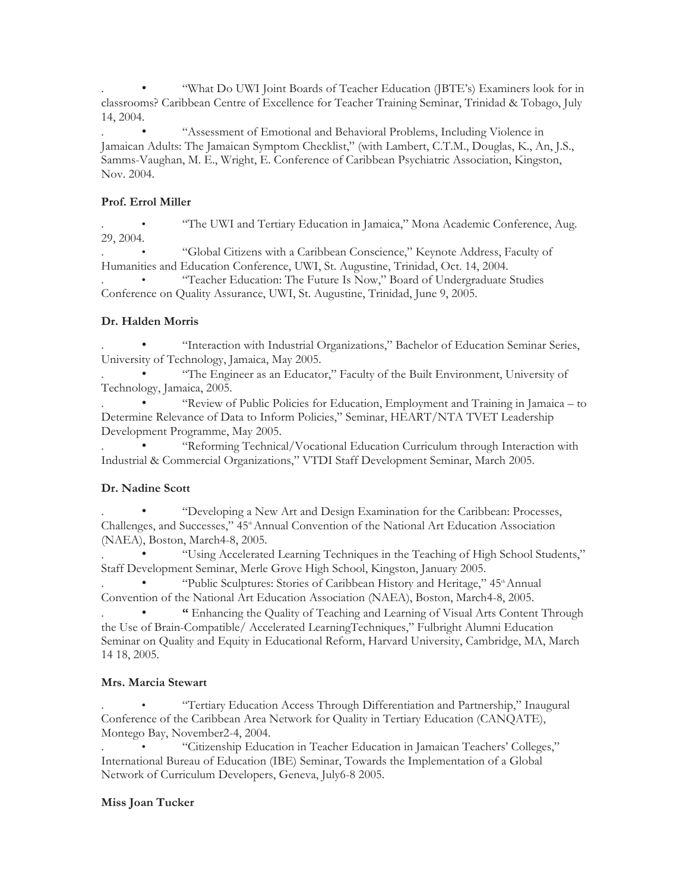- "What Do UWI Joint Boards of Teacher Education (JBTE's) Examiners look for in classrooms? Caribbean Centre of Excellence for Teacher Training Seminar, Trinidad & Tobago, July 14, 2004.
- "Assessment of Emotional and Behavioral Problems, Including Violence in Jamaican Adults: The Jamaican Symptom Checklist," (with Lambert, C.T.M., Douglas, K., An, J.S., Samms-Vaughan, M. E., Wright, E. Conference of Caribbean Psychiatric Association, Kingston, Nov. 2004.

**Prof. Errol Miller**

- "The UWI and Tertiary Education in Jamaica," Mona Academic Conference, Aug. 29, 2004.
- "Global Citizens with a Caribbean Conscience," Keynote Address, Faculty of Humanities and Education Conference, UWI, St. Augustine, Trinidad, Oct. 14, 2004.
- "Teacher Education: The Future Is Now," Board of Undergraduate Studies Conference on Quality Assurance, UWI, St. Augustine, Trinidad, June 9, 2005.

**Dr. Halden Morris**

- "Interaction with Industrial Organizations," Bachelor of Education Seminar Series, University of Technology, Jamaica, May 2005.
- "The Engineer as an Educator," Faculty of the Built Environment, University of Technology, Jamaica, 2005.
- "Review of Public Policies for Education, Employment and Training in Jamaica – to Determine Relevance of Data to Inform Policies," Seminar, HEART/NTA TVET Leadership Development Programme, May 2005.
- "Reforming Technical/Vocational Education Curriculum through Interaction with Industrial & Commercial Organizations," VTDI Staff Development Seminar, March 2005.

**Dr. Nadine Scott**

- "Developing a New Art and Design Examination for the Caribbean: Processes, Challenges, and Successes," 45th Annual Convention of the National Art Education Association (NAEA), Boston, March4-8, 2005.
- "Using Accelerated Learning Techniques in the Teaching of High School Students," Staff Development Seminar, Merle Grove High School, Kingston, January 2005.
- "Public Sculptures: Stories of Caribbean History and Heritage," 45th Annual Convention of the National Art Education Association (NAEA), Boston, March4-8, 2005.
- " Enhancing the Quality of Teaching and Learning of Visual Arts Content Through the Use of Brain-Compatible/ Accelerated LearningTechniques," Fulbright Alumni Education Seminar on Quality and Equity in Educational Reform, Harvard University, Cambridge, MA, March 14 18, 2005.

**Mrs. Marcia Stewart**

- "Tertiary Education Access Through Differentiation and Partnership," Inaugural Conference of the Caribbean Area Network for Quality in Tertiary Education (CANQATE), Montego Bay, November2-4, 2004.
- "Citizenship Education in Teacher Education in Jamaican Teachers' Colleges," International Bureau of Education (IBE) Seminar, Towards the Implementation of a Global Network of Curriculum Developers, Geneva, July6-8 2005.

**Miss Joan Tucker**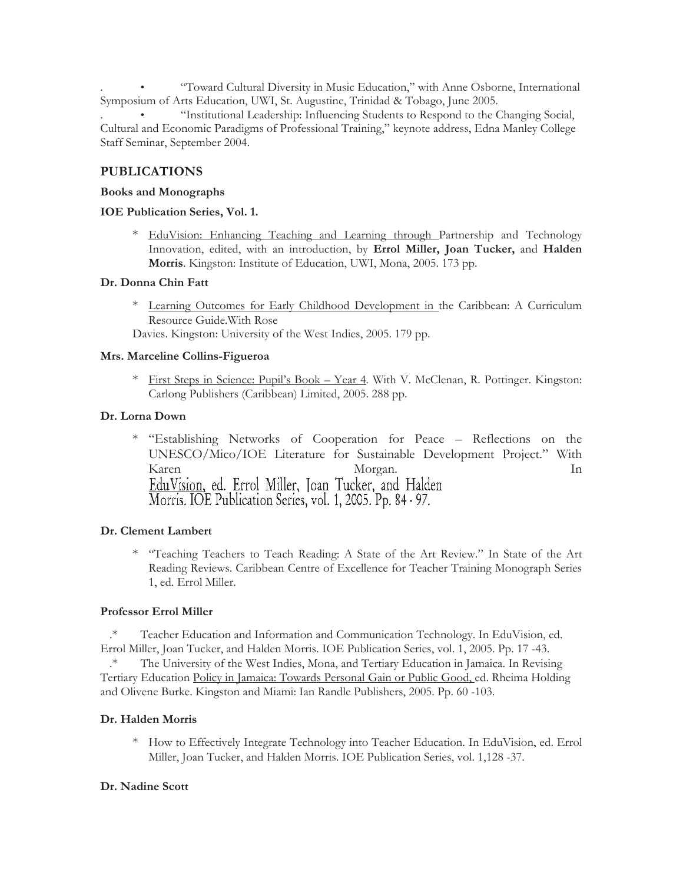- "Toward Cultural Diversity in Music Education," with Anne Osborne, International Symposium of Arts Education, UWI, St. Augustine, Trinidad & Tobago, June 2005.
- "Institutional Leadership: Influencing Students to Respond to the Changing Social, Cultural and Economic Paradigms of Professional Training," keynote address, Edna Manley College Staff Seminar, September 2004.

## PUBLICATIONS

**Books and Monographs**

**IOE Publication Series, Vol. 1.**

* EduVision: Enhancing Teaching and Learning through Partnership and Technology Innovation, edited, with an introduction, by **Errol Miller, Joan Tucker,** and **Halden Morris**. Kingston: Institute of Education, UWI, Mona, 2005. 173 pp.

**Dr. Donna Chin Fatt**

* Learning Outcomes for Early Childhood Development in the Caribbean: A Curriculum Resource Guide.With Rose Davies. Kingston: University of the West Indies, 2005. 179 pp.

**Mrs. Marceline Collins-Figueroa**

* First Steps in Science: Pupil's Book – Year 4. With V. McClenan, R. Pottinger. Kingston: Carlong Publishers (Caribbean) Limited, 2005. 288 pp.

**Dr. Lorna Down**

* "Establishing Networks of Cooperation for Peace – Reflections on the UNESCO/Mico/IOE Literature for Sustainable Development Project." With Karen Morgan. In EduVision, ed. Errol Miller, Joan Tucker, and Halden Morris. IOE Publication Series, vol. 1, 2005. Pp. 84 - 97.

**Dr. Clement Lambert**

* "Teaching Teachers to Teach Reading: A State of the Art Review." In State of the Art Reading Reviews. Caribbean Centre of Excellence for Teacher Training Monograph Series 1, ed. Errol Miller.

**Professor Errol Miller**

* Teacher Education and Information and Communication Technology. In EduVision, ed. Errol Miller, Joan Tucker, and Halden Morris. IOE Publication Series, vol. 1, 2005. Pp. 17 -43.
* The University of the West Indies, Mona, and Tertiary Education in Jamaica. In Revising Tertiary Education Policy in Jamaica: Towards Personal Gain or Public Good, ed. Rheima Holding and Olivene Burke. Kingston and Miami: Ian Randle Publishers, 2005. Pp. 60 -103.

**Dr. Halden Morris**

* How to Effectively Integrate Technology into Teacher Education. In EduVision, ed. Errol Miller, Joan Tucker, and Halden Morris. IOE Publication Series, vol. 1,128 -37.

**Dr. Nadine Scott**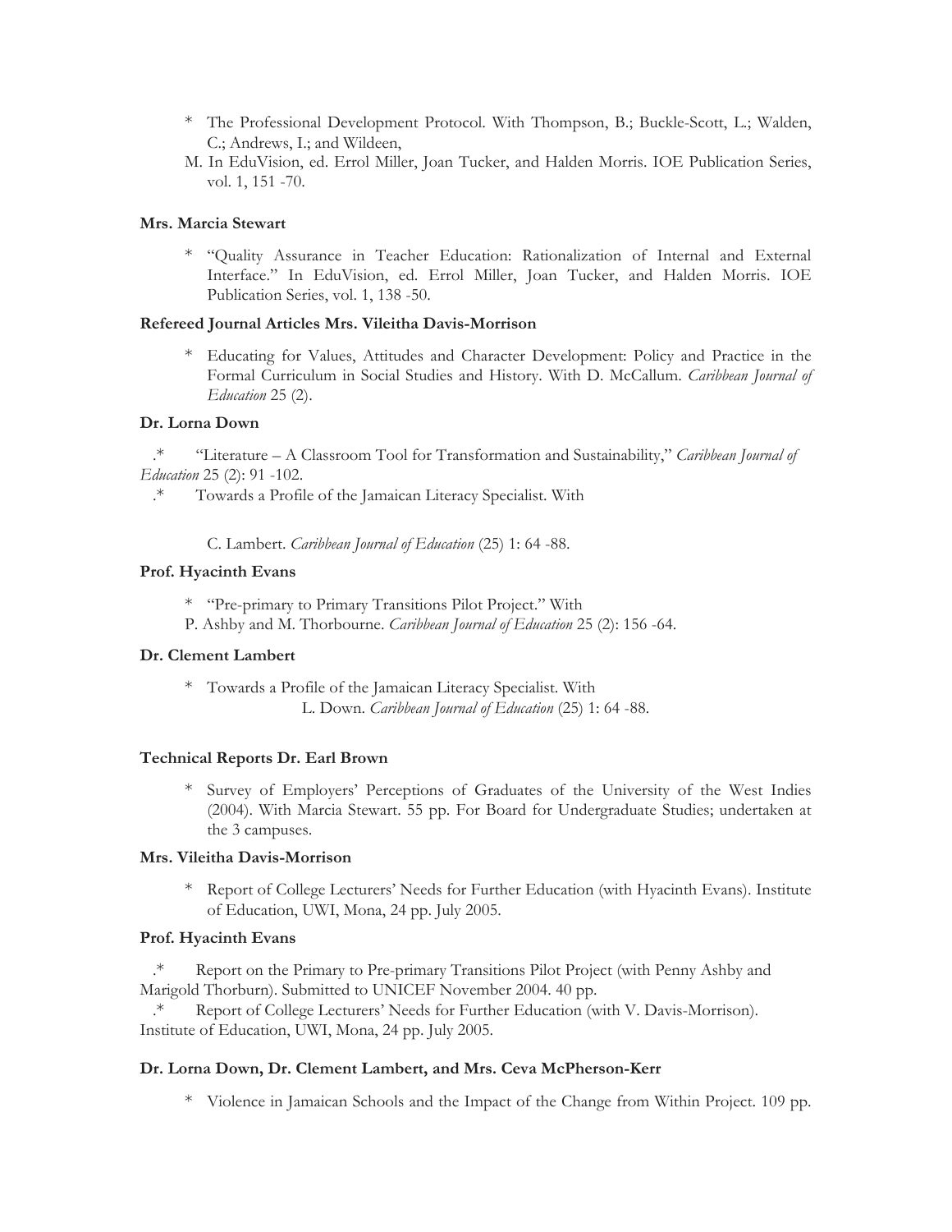* The Professional Development Protocol. With Thompson, B.; Buckle-Scott, L.; Walden, C.; Andrews, I.; and Wildeen,
M. In EduVision, ed. Errol Miller, Joan Tucker, and Halden Morris. IOE Publication Series, vol. 1, 151 -70.

**Mrs. Marcia Stewart**

* "Quality Assurance in Teacher Education: Rationalization of Internal and External Interface." In EduVision, ed. Errol Miller, Joan Tucker, and Halden Morris. IOE Publication Series, vol. 1, 138 -50.

**Refereed Journal Articles Mrs. Vileitha Davis-Morrison**

* Educating for Values, Attitudes and Character Development: Policy and Practice in the Formal Curriculum in Social Studies and History. With D. McCallum. *Caribbean Journal of Education* 25 (2).

**Dr. Lorna Down**

.* "Literature – A Classroom Tool for Transformation and Sustainability," *Caribbean Journal of Education* 25 (2): 91 -102.

.* Towards a Profile of the Jamaican Literacy Specialist. With

C. Lambert. *Caribbean Journal of Education* (25) 1: 64 -88.

**Prof. Hyacinth Evans**

* "Pre-primary to Primary Transitions Pilot Project." With
P. Ashby and M. Thorbourne. *Caribbean Journal of Education* 25 (2): 156 -64.

**Dr. Clement Lambert**

* Towards a Profile of the Jamaican Literacy Specialist. With
L. Down. *Caribbean Journal of Education* (25) 1: 64 -88.

**Technical Reports Dr. Earl Brown**

* Survey of Employers' Perceptions of Graduates of the University of the West Indies (2004). With Marcia Stewart. 55 pp. For Board for Undergraduate Studies; undertaken at the 3 campuses.

**Mrs. Vileitha Davis-Morrison**

* Report of College Lecturers' Needs for Further Education (with Hyacinth Evans). Institute of Education, UWI, Mona, 24 pp. July 2005.

**Prof. Hyacinth Evans**

.* Report on the Primary to Pre-primary Transitions Pilot Project (with Penny Ashby and Marigold Thorburn). Submitted to UNICEF November 2004. 40 pp.

.* Report of College Lecturers' Needs for Further Education (with V. Davis-Morrison). Institute of Education, UWI, Mona, 24 pp. July 2005.

**Dr. Lorna Down, Dr. Clement Lambert, and Mrs. Ceva McPherson-Kerr**

* Violence in Jamaican Schools and the Impact of the Change from Within Project. 109 pp.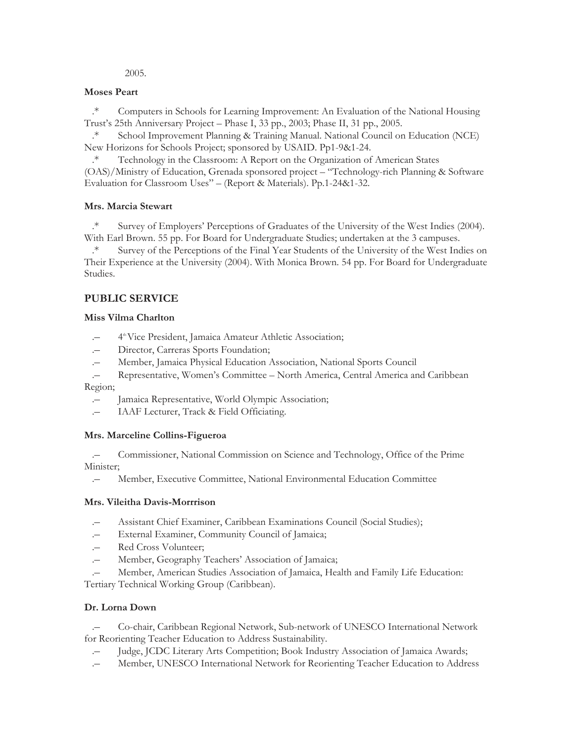2005.

**Moses Peart**

- Computers in Schools for Learning Improvement: An Evaluation of the National Housing Trust's 25th Anniversary Project – Phase I, 33 pp., 2003; Phase II, 31 pp., 2005.
- School Improvement Planning & Training Manual. National Council on Education (NCE) New Horizons for Schools Project; sponsored by USAID. Pp1-9&1-24.
- Technology in the Classroom: A Report on the Organization of American States (OAS)/Ministry of Education, Grenada sponsored project – "Technology-rich Planning & Software Evaluation for Classroom Uses" – (Report & Materials). Pp.1-24&1-32.

**Mrs. Marcia Stewart**

- Survey of Employers' Perceptions of Graduates of the University of the West Indies (2004). With Earl Brown. 55 pp. For Board for Undergraduate Studies; undertaken at the 3 campuses.
- Survey of the Perceptions of the Final Year Students of the University of the West Indies on Their Experience at the University (2004). With Monica Brown. 54 pp. For Board for Undergraduate Studies.

## PUBLIC SERVICE

**Miss Vilma Charlton**

- 4th Vice President, Jamaica Amateur Athletic Association;
- Director, Carreras Sports Foundation;
- Member, Jamaica Physical Education Association, National Sports Council
- Representative, Women's Committee – North America, Central America and Caribbean Region;
- Jamaica Representative, World Olympic Association;
- IAAF Lecturer, Track & Field Officiating.

**Mrs. Marceline Collins-Figueroa**

- Commissioner, National Commission on Science and Technology, Office of the Prime Minister;
- Member, Executive Committee, National Environmental Education Committee

**Mrs. Vileitha Davis-Morrrison**

- Assistant Chief Examiner, Caribbean Examinations Council (Social Studies);
- External Examiner, Community Council of Jamaica;
- Red Cross Volunteer;
- Member, Geography Teachers' Association of Jamaica;
- Member, American Studies Association of Jamaica, Health and Family Life Education: Tertiary Technical Working Group (Caribbean).

**Dr. Lorna Down**

- Co-chair, Caribbean Regional Network, Sub-network of UNESCO International Network for Reorienting Teacher Education to Address Sustainability.
- Judge, JCDC Literary Arts Competition; Book Industry Association of Jamaica Awards;
- Member, UNESCO International Network for Reorienting Teacher Education to Address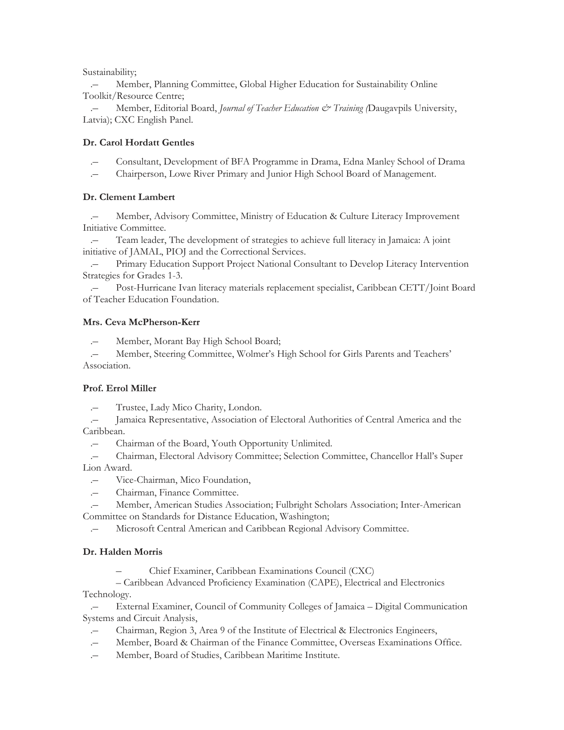Sustainability;

- Member, Planning Committee, Global Higher Education for Sustainability Online Toolkit/Resource Centre;
- Member, Editorial Board, *Journal of Teacher Education & Training (*Daugavpils University, Latvia); CXC English Panel.

**Dr. Carol Hordatt Gentles**

- Consultant, Development of BFA Programme in Drama, Edna Manley School of Drama
- Chairperson, Lowe River Primary and Junior High School Board of Management.

**Dr. Clement Lambert**

- Member, Advisory Committee, Ministry of Education & Culture Literacy Improvement Initiative Committee.
- Team leader, The development of strategies to achieve full literacy in Jamaica: A joint initiative of JAMAL, PIOJ and the Correctional Services.
- Primary Education Support Project National Consultant to Develop Literacy Intervention Strategies for Grades 1-3.
- Post-Hurricane Ivan literacy materials replacement specialist, Caribbean CETT/Joint Board of Teacher Education Foundation.

**Mrs. Ceva McPherson-Kerr**

- Member, Morant Bay High School Board;
- Member, Steering Committee, Wolmer's High School for Girls Parents and Teachers' Association.

**Prof. Errol Miller**

- Trustee, Lady Mico Charity, London.
- Jamaica Representative, Association of Electoral Authorities of Central America and the Caribbean.
- Chairman of the Board, Youth Opportunity Unlimited.
- Chairman, Electoral Advisory Committee; Selection Committee, Chancellor Hall's Super Lion Award.
- Vice-Chairman, Mico Foundation,
- Chairman, Finance Committee.
- Member, American Studies Association; Fulbright Scholars Association; Inter-American Committee on Standards for Distance Education, Washington;
- Microsoft Central American and Caribbean Regional Advisory Committee.

**Dr. Halden Morris**

- Chief Examiner, Caribbean Examinations Council (CXC)
  – Caribbean Advanced Proficiency Examination (CAPE), Electrical and Electronics Technology.
- External Examiner, Council of Community Colleges of Jamaica – Digital Communication Systems and Circuit Analysis,
- Chairman, Region 3, Area 9 of the Institute of Electrical & Electronics Engineers,
- Member, Board & Chairman of the Finance Committee, Overseas Examinations Office.
- Member, Board of Studies, Caribbean Maritime Institute.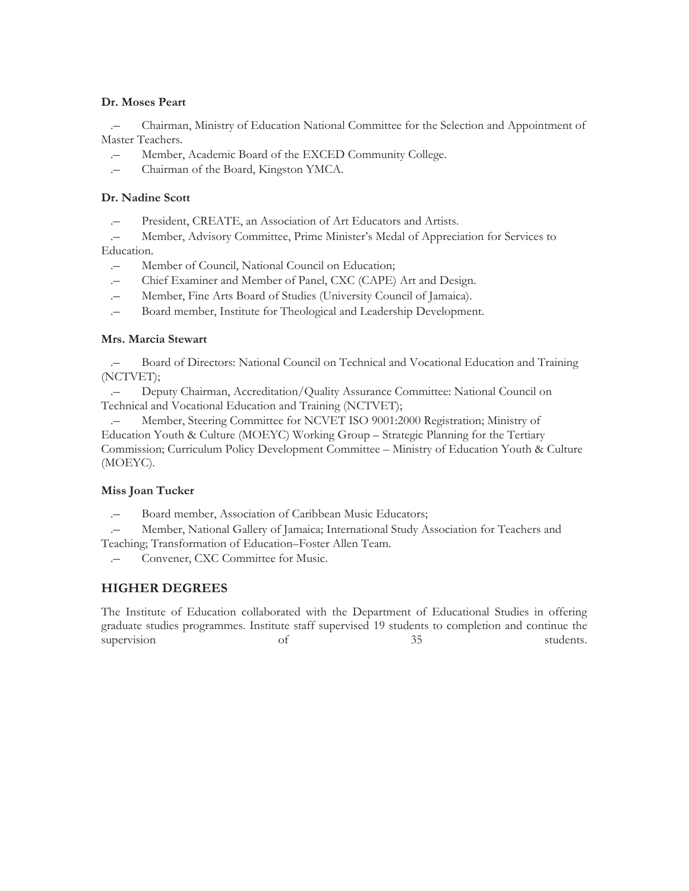**Dr. Moses Peart**

- Chairman, Ministry of Education National Committee for the Selection and Appointment of Master Teachers.
- Member, Academic Board of the EXCED Community College.
- Chairman of the Board, Kingston YMCA.

**Dr. Nadine Scott**

- President, CREATE, an Association of Art Educators and Artists.
- Member, Advisory Committee, Prime Minister's Medal of Appreciation for Services to Education.
- Member of Council, National Council on Education;
- Chief Examiner and Member of Panel, CXC (CAPE) Art and Design.
- Member, Fine Arts Board of Studies (University Council of Jamaica).
- Board member, Institute for Theological and Leadership Development.

**Mrs. Marcia Stewart**

- Board of Directors: National Council on Technical and Vocational Education and Training (NCTVET);
- Deputy Chairman, Accreditation/Quality Assurance Committee: National Council on Technical and Vocational Education and Training (NCTVET);
- Member, Steering Committee for NCVET ISO 9001:2000 Registration; Ministry of Education Youth & Culture (MOEYC) Working Group – Strategic Planning for the Tertiary Commission; Curriculum Policy Development Committee – Ministry of Education Youth & Culture (MOEYC).

**Miss Joan Tucker**

- Board member, Association of Caribbean Music Educators;
- Member, National Gallery of Jamaica; International Study Association for Teachers and Teaching; Transformation of Education–Foster Allen Team.
- Convener, CXC Committee for Music.

## HIGHER DEGREES

The Institute of Education collaborated with the Department of Educational Studies in offering graduate studies programmes. Institute staff supervised 19 students to completion and continue the supervision of 35 students.